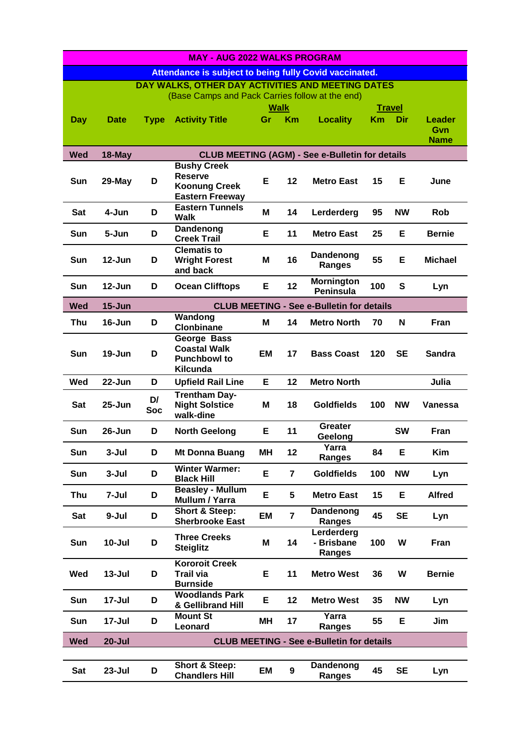| MAY - AUG 2022 WALKS PROGRAM | | | | | | | | | |
|---|---|---|---|---|---|---|---|---|---|
| Attendance is subject to being fully Covid vaccinated. | | | | | | | | | |
| DAY WALKS, OTHER DAY ACTIVITIES AND MEETING DATES (Base Camps and Pack Carries follow at the end) | | | | | | | | | |
| | | | | Walk | | | Travel | | |
| **Day** | **Date** | **Type** | **Activity Title** | **Gr** | **Km** | **Locality** | **Km** | **Dir** | **Leader Gvn Name** |
| **Wed** | **18-May** | **CLUB MEETING (AGM) - See e-Bulletin for details** | | | | | | | |
| **Sun** | **29-May** | **D** | **Bushy Creek Reserve Koonung Creek Eastern Freeway** | **E** | **12** | **Metro East** | **15** | **E** | **June** |
| **Sat** | **4-Jun** | **D** | **Eastern Tunnels Walk** | **M** | **14** | **Lerderderg** | **95** | **NW** | **Rob** |
| **Sun** | **5-Jun** | **D** | **Dandenong Creek Trail** | **E** | **11** | **Metro East** | **25** | **E** | **Bernie** |
| **Sun** | **12-Jun** | **D** | **Clematis to Wright Forest and back** | **M** | **16** | **Dandenong Ranges** | **55** | **E** | **Michael** |
| **Sun** | **12-Jun** | **D** | **Ocean Clifftops** | **E** | **12** | **Mornington Peninsula** | **100** | **S** | **Lyn** |
| **Wed** | **15-Jun** | **CLUB MEETING - See e-Bulletin for details** | | | | | | | |
| **Thu** | **16-Jun** | **D** | **Wandong Clonbinane** | **M** | **14** | **Metro North** | **70** | **N** | **Fran** |
| **Sun** | **19-Jun** | **D** | **George Bass Coastal Walk Punchbowl to Kilcunda** | **EM** | **17** | **Bass Coast** | **120** | **SE** | **Sandra** |
| **Wed** | **22-Jun** | **D** | **Upfield Rail Line** | **E** | **12** | **Metro North** | | | **Julia** |
| **Sat** | **25-Jun** | **D/ Soc** | **Trentham Day-Night Solstice walk-dine** | **M** | **18** | **Goldfields** | **100** | **NW** | **Vanessa** |
| **Sun** | **26-Jun** | **D** | **North Geelong** | **E** | **11** | **Greater Geelong** | | **SW** | **Fran** |
| **Sun** | **3-Jul** | **D** | **Mt Donna Buang** | **MH** | **12** | **Yarra Ranges** | **84** | **E** | **Kim** |
| **Sun** | **3-Jul** | **D** | **Winter Warmer: Black Hill** | **E** | **7** | **Goldfields** | **100** | **NW** | **Lyn** |
| **Thu** | **7-Jul** | **D** | **Beasley - Mullum Mullum / Yarra** | **E** | **5** | **Metro East** | **15** | **E** | **Alfred** |
| **Sat** | **9-Jul** | **D** | **Short & Steep: Sherbrooke East** | **EM** | **7** | **Dandenong Ranges** | **45** | **SE** | **Lyn** |
| **Sun** | **10-Jul** | **D** | **Three Creeks Steiglitz** | **M** | **14** | **Lerderderg - Brisbane Ranges** | **100** | **W** | **Fran** |
| **Wed** | **13-Jul** | **D** | **Kororoit Creek Trail via Burnside** | **E** | **11** | **Metro West** | **36** | **W** | **Bernie** |
| **Sun** | **17-Jul** | **D** | **Woodlands Park & Gellibrand Hill** | **E** | **12** | **Metro West** | **35** | **NW** | **Lyn** |
| **Sun** | **17-Jul** | **D** | **Mount St Leonard** | **MH** | **17** | **Yarra Ranges** | **55** | **E** | **Jim** |
| **Wed** | **20-Jul** | **CLUB MEETING - See e-Bulletin for details** | | | | | | | |
| | | | | | | | | | |
| **Sat** | **23-Jul** | **D** | **Short & Steep: Chandlers Hill** | **EM** | **9** | **Dandenong Ranges** | **45** | **SE** | **Lyn** |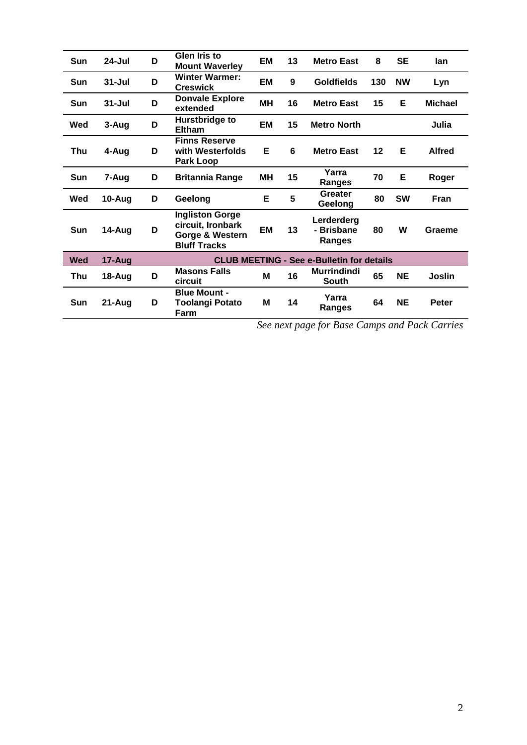| | | | | | | | | | |
|---|---|---|---|---|---|---|---|---|---|
| **Sun** | **24-Jul** | **D** | **Glen Iris to Mount Waverley** | **EM** | **13** | **Metro East** | **8** | **SE** | **Ian** |
| **Sun** | **31-Jul** | **D** | **Winter Warmer: Creswick** | **EM** | **9** | **Goldfields** | **130** | **NW** | **Lyn** |
| **Sun** | **31-Jul** | **D** | **Donvale Explore extended** | **MH** | **16** | **Metro East** | **15** | **E** | **Michael** |
| **Wed** | **3-Aug** | **D** | **Hurstbridge to Eltham** | **EM** | **15** | **Metro North** | | | **Julia** |
| **Thu** | **4-Aug** | **D** | **Finns Reserve with Westerfolds Park Loop** | **E** | **6** | **Metro East** | **12** | **E** | **Alfred** |
| **Sun** | **7-Aug** | **D** | **Britannia Range** | **MH** | **15** | **Yarra Ranges** | **70** | **E** | **Roger** |
| **Wed** | **10-Aug** | **D** | **Geelong** | **E** | **5** | **Greater Geelong** | **80** | **SW** | **Fran** |
| **Sun** | **14-Aug** | **D** | **Ingliston Gorge circuit, Ironbark Gorge & Western Bluff Tracks** | **EM** | **13** | **Lerderderg - Brisbane Ranges** | **80** | **W** | **Graeme** |
| **Wed** | **17-Aug** | | **CLUB MEETING - See e-Bulletin for details** | | | | | | |
| **Thu** | **18-Aug** | **D** | **Masons Falls circuit** | **M** | **16** | **Murrindindi South** | **65** | **NE** | **Joslin** |
| **Sun** | **21-Aug** | **D** | **Blue Mount - Toolangi Potato Farm** | **M** | **14** | **Yarra Ranges** | **64** | **NE** | **Peter** |

*See next page for Base Camps and Pack Carries*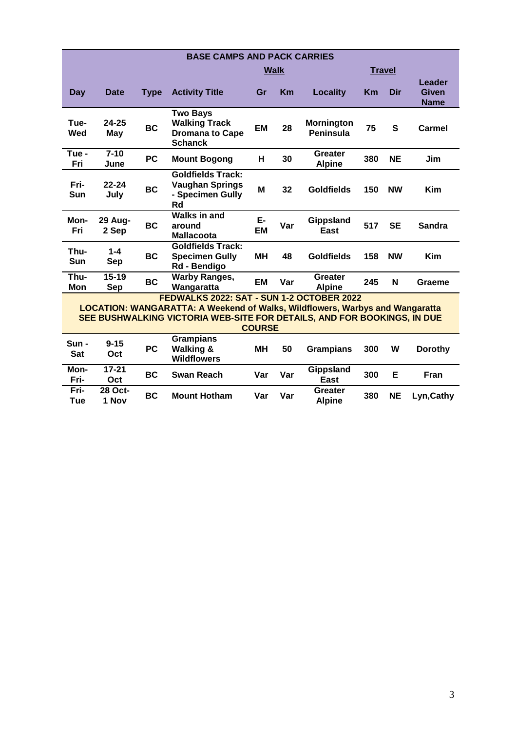| BASE CAMPS AND PACK CARRIES | | | | | | | | | |
|---|---|---|---|---|---|---|---|---|---|
| | | | | Walk | | | Travel | | |
| Day | Date | Type | Activity Title | Gr | Km | Locality | Km | Dir | Leader Given Name |
| Tue-Wed | 24-25 May | BC | Two Bays Walking Track Dromana to Cape Schanck | EM | 28 | Mornington Peninsula | 75 | S | Carmel |
| Tue - Fri | 7-10 June | PC | Mount Bogong | H | 30 | Greater Alpine | 380 | NE | Jim |
| Fri-Sun | 22-24 July | BC | Goldfields Track: Vaughan Springs - Specimen Gully Rd | M | 32 | Goldfields | 150 | NW | Kim |
| Mon-Fri | 29 Aug-2 Sep | BC | Walks in and around Mallacoota | E-EM | Var | Gippsland East | 517 | SE | Sandra |
| Thu-Sun | 1-4 Sep | BC | Goldfields Track: Specimen Gully Rd - Bendigo | MH | 48 | Goldfields | 158 | NW | Kim |
| Thu-Mon | 15-19 Sep | BC | Warby Ranges, Wangaratta | EM | Var | Greater Alpine | 245 | N | Graeme |
| FEDWALKS 2022: SAT - SUN 1-2 OCTOBER 2022 LOCATION: WANGARATTA: A Weekend of Walks, Wildflowers, Warbys and Wangaratta SEE BUSHWALKING VICTORIA WEB-SITE FOR DETAILS, AND FOR BOOKINGS, IN DUE COURSE | | | | | | | | | |
| Sun - Sat | 9-15 Oct | PC | Grampians Walking & Wildflowers | MH | 50 | Grampians | 300 | W | Dorothy |
| Mon-Fri- | 17-21 Oct | BC | Swan Reach | Var | Var | Gippsland East | 300 | E | Fran |
| Fri-Tue | 28 Oct-1 Nov | BC | Mount Hotham | Var | Var | Greater Alpine | 380 | NE | Lyn,Cathy |